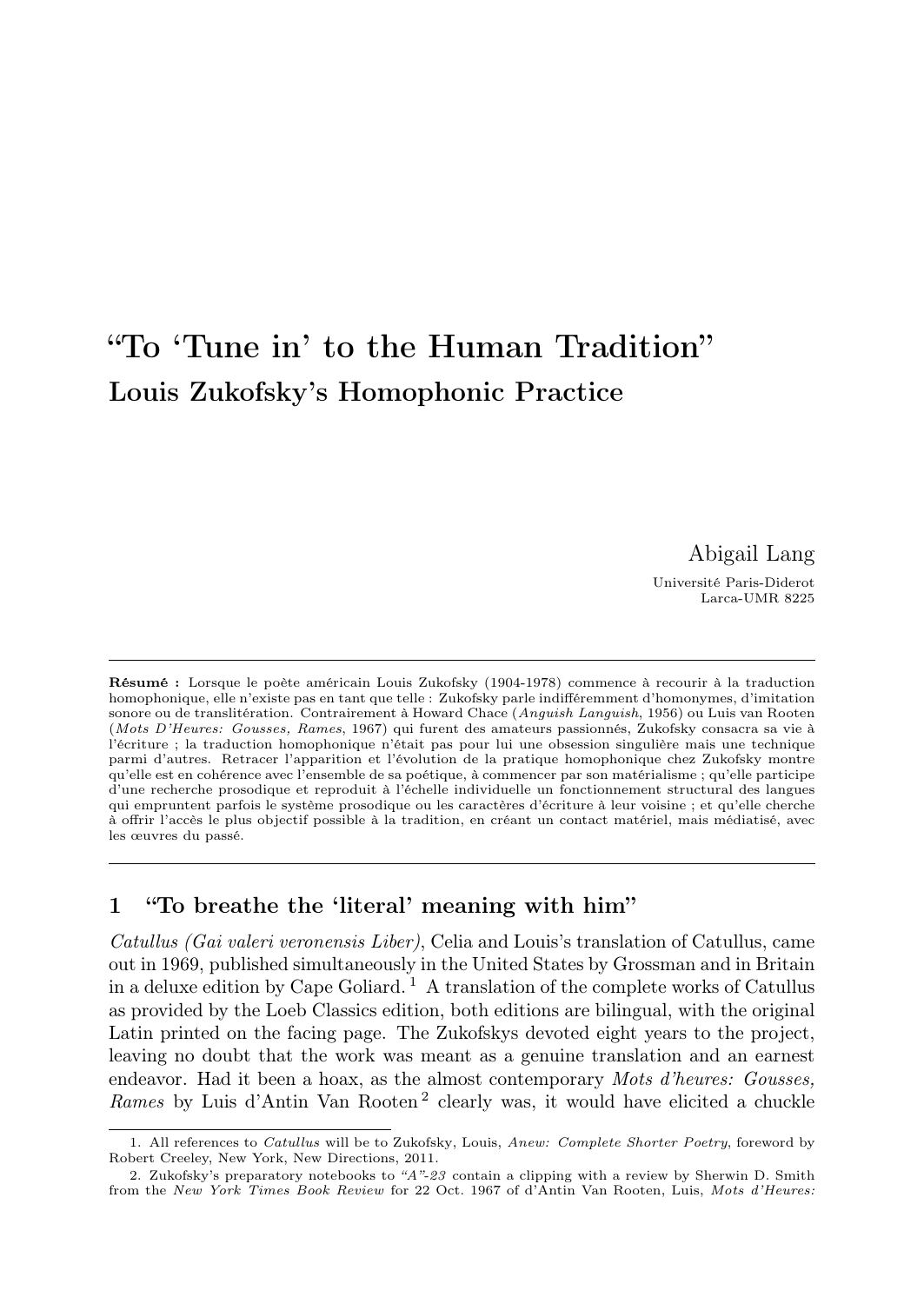# "To 'Tune in' to the Human Tradition"

## Louis Zukofsky's Homophonic Practice

Abigail Lang

Université Paris-Diderot
Larca-UMR 8225

---

**Résumé :** Lorsque le poète américain Louis Zukofsky (1904-1978) commence à recourir à la traduction homophonique, elle n'existe pas en tant que telle : Zukofsky parle indifféremment d'homonymes, d'imitation sonore ou de translitération. Contrairement à Howard Chace (*Anguish Languish*, 1956) ou Luis van Rooten (*Mots D'Heures: Gousses, Rames*, 1967) qui furent des amateurs passionnés, Zukofsky consacra sa vie à l'écriture ; la traduction homophonique n'était pas pour lui une obsession singulière mais une technique parmi d'autres. Retracer l'apparition et l'évolution de la pratique homophonique chez Zukofsky montre qu'elle est en cohérence avec l'ensemble de sa poétique, à commencer par son matérialisme ; qu'elle participe d'une recherche prosodique et reproduit à l'échelle individuelle un fonctionnement structural des langues qui empruntent parfois le système prosodique ou les caractères d'écriture à leur voisine ; et qu'elle cherche à offrir l'accès le plus objectif possible à la tradition, en créant un contact matériel, mais médiatisé, avec les œuvres du passé.

---

## 1 "To breathe the 'literal' meaning with him"

*Catullus (Gai valeri veronensis Liber)*, Celia and Louis's translation of Catullus, came out in 1969, published simultaneously in the United States by Grossman and in Britain in a deluxe edition by Cape Goliard.[1] A translation of the complete works of Catullus as provided by the Loeb Classics edition, both editions are bilingual, with the original Latin printed on the facing page. The Zukofskys devoted eight years to the project, leaving no doubt that the work was meant as a genuine translation and an earnest endeavor. Had it been a hoax, as the almost contemporary *Mots d'heures: Gousses, Rames* by Luis d'Antin Van Rooten[2] clearly was, it would have elicited a chuckle

1. All references to *Catullus* will be to Zukofsky, Louis, *Anew: Complete Shorter Poetry*, foreword by Robert Creeley, New York, New Directions, 2011.

2. Zukofsky's preparatory notebooks to *"A"-23* contain a clipping with a review by Sherwin D. Smith from the *New York Times Book Review* for 22 Oct. 1967 of d'Antin Van Rooten, Luis, *Mots d'Heures:*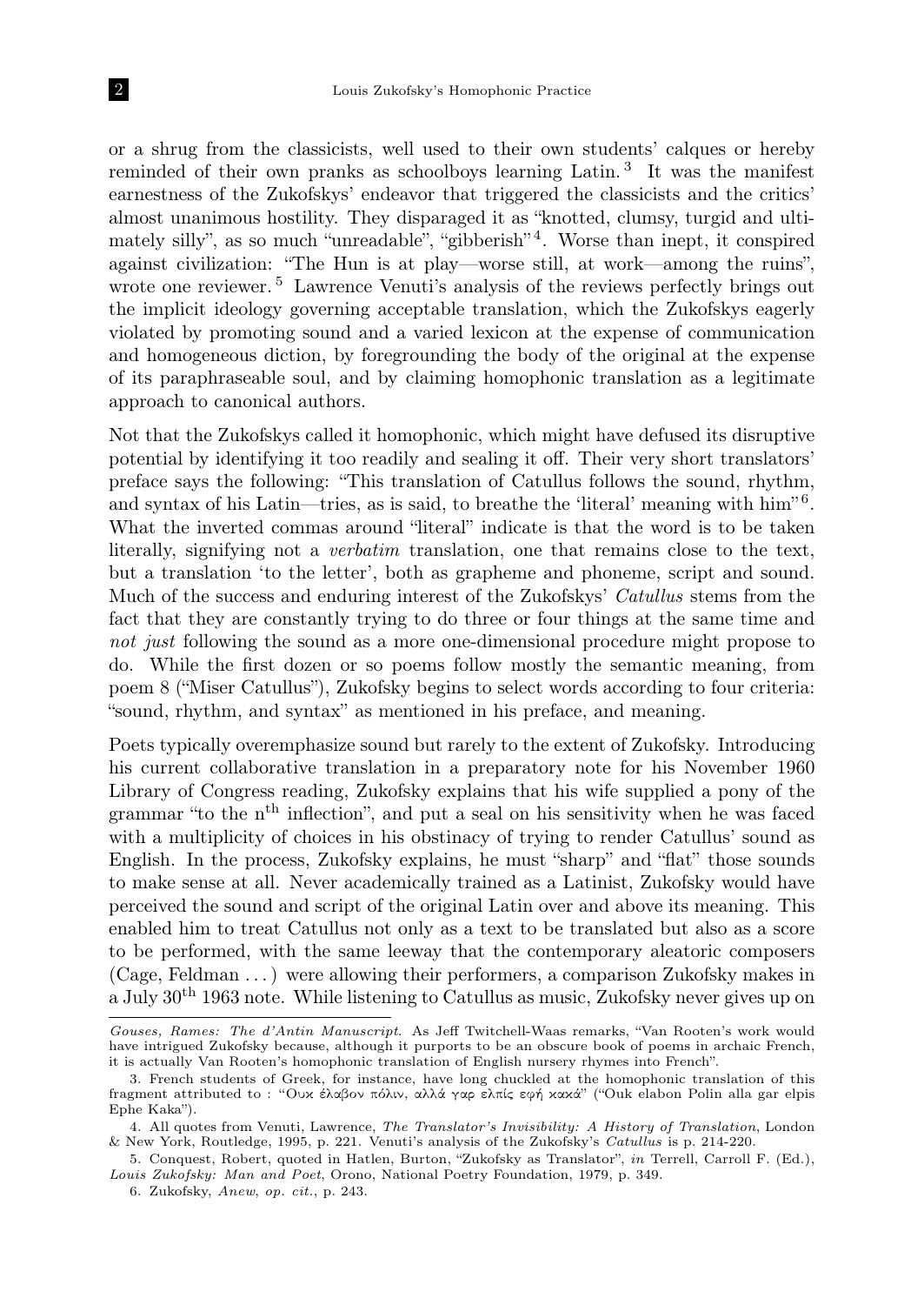or a shrug from the classicists, well used to their own students' calques or hereby reminded of their own pranks as schoolboys learning Latin.[3] It was the manifest earnestness of the Zukofskys' endeavor that triggered the classicists and the critics' almost unanimous hostility. They disparaged it as "knotted, clumsy, turgid and ultimately silly", as so much "unreadable", "gibberish"[4]. Worse than inept, it conspired against civilization: "The Hun is at play—worse still, at work—among the ruins", wrote one reviewer.[5] Lawrence Venuti's analysis of the reviews perfectly brings out the implicit ideology governing acceptable translation, which the Zukofskys eagerly violated by promoting sound and a varied lexicon at the expense of communication and homogeneous diction, by foregrounding the body of the original at the expense of its paraphraseable soul, and by claiming homophonic translation as a legitimate approach to canonical authors.

Not that the Zukofskys called it homophonic, which might have defused its disruptive potential by identifying it too readily and sealing it off. Their very short translators' preface says the following: "This translation of Catullus follows the sound, rhythm, and syntax of his Latin—tries, as is said, to breathe the 'literal' meaning with him"[6]. What the inverted commas around "literal" indicate is that the word is to be taken literally, signifying not a *verbatim* translation, one that remains close to the text, but a translation 'to the letter', both as grapheme and phoneme, script and sound. Much of the success and enduring interest of the Zukofskys' *Catullus* stems from the fact that they are constantly trying to do three or four things at the same time and *not just* following the sound as a more one-dimensional procedure might propose to do. While the first dozen or so poems follow mostly the semantic meaning, from poem 8 ("Miser Catullus"), Zukofsky begins to select words according to four criteria: "sound, rhythm, and syntax" as mentioned in his preface, and meaning.

Poets typically overemphasize sound but rarely to the extent of Zukofsky. Introducing his current collaborative translation in a preparatory note for his November 1960 Library of Congress reading, Zukofsky explains that his wife supplied a pony of the grammar "to the n[th] inflection", and put a seal on his sensitivity when he was faced with a multiplicity of choices in his obstinacy of trying to render Catullus' sound as English. In the process, Zukofsky explains, he must "sharp" and "flat" those sounds to make sense at all. Never academically trained as a Latinist, Zukofsky would have perceived the sound and script of the original Latin over and above its meaning. This enabled him to treat Catullus not only as a text to be translated but also as a score to be performed, with the same leeway that the contemporary aleatoric composers (Cage, Feldman . . . ) were allowing their performers, a comparison Zukofsky makes in a July 30[th] 1963 note. While listening to Catullus as music, Zukofsky never gives up on

---

*Gouses, Rames: The d'Antin Manuscript*. As Jeff Twitchell-Waas remarks, "Van Rooten's work would have intrigued Zukofsky because, although it purports to be an obscure book of poems in archaic French, it is actually Van Rooten's homophonic translation of English nursery rhymes into French".

3. French students of Greek, for instance, have long chuckled at the homophonic translation of this fragment attributed to : "Ουκ έλαβον πόλιν, αλλά γαρ ελπίς εφή κακά" ("Ouk elabon Polin alla gar elpis Ephe Kaka").

4. All quotes from Venuti, Lawrence, *The Translator's Invisibility: A History of Translation*, London & New York, Routledge, 1995, p. 221. Venuti's analysis of the Zukofsky's *Catullus* is p. 214-220.

5. Conquest, Robert, quoted in Hatlen, Burton, "Zukofsky as Translator", *in* Terrell, Carroll F. (Ed.), *Louis Zukofsky: Man and Poet*, Orono, National Poetry Foundation, 1979, p. 349.

6. Zukofsky, *Anew*, *op. cit.*, p. 243.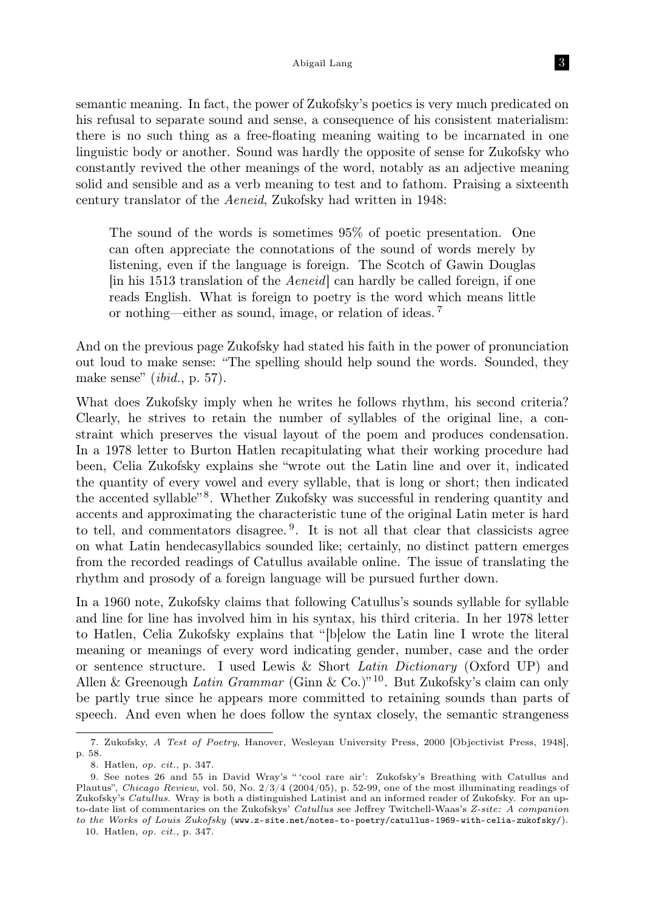semantic meaning. In fact, the power of Zukofsky's poetics is very much predicated on his refusal to separate sound and sense, a consequence of his consistent materialism: there is no such thing as a free-floating meaning waiting to be incarnated in one linguistic body or another. Sound was hardly the opposite of sense for Zukofsky who constantly revived the other meanings of the word, notably as an adjective meaning solid and sensible and as a verb meaning to test and to fathom. Praising a sixteenth century translator of the *Aeneid*, Zukofsky had written in 1948:

> The sound of the words is sometimes 95% of poetic presentation. One can often appreciate the connotations of the sound of words merely by listening, even if the language is foreign. The Scotch of Gawin Douglas [in his 1513 translation of the *Aeneid*] can hardly be called foreign, if one reads English. What is foreign to poetry is the word which means little or nothing—either as sound, image, or relation of ideas.[7]

And on the previous page Zukofsky had stated his faith in the power of pronunciation out loud to make sense: "The spelling should help sound the words. Sounded, they make sense" (*ibid.*, p. 57).

What does Zukofsky imply when he writes he follows rhythm, his second criteria? Clearly, he strives to retain the number of syllables of the original line, a constraint which preserves the visual layout of the poem and produces condensation. In a 1978 letter to Burton Hatlen recapitulating what their working procedure had been, Celia Zukofsky explains she "wrote out the Latin line and over it, indicated the quantity of every vowel and every syllable, that is long or short; then indicated the accented syllable"[8]. Whether Zukofsky was successful in rendering quantity and accents and approximating the characteristic tune of the original Latin meter is hard to tell, and commentators disagree.[9]. It is not all that clear that classicists agree on what Latin hendecasyllabics sounded like; certainly, no distinct pattern emerges from the recorded readings of Catullus available online. The issue of translating the rhythm and prosody of a foreign language will be pursued further down.

In a 1960 note, Zukofsky claims that following Catullus's sounds syllable for syllable and line for line has involved him in his syntax, his third criteria. In her 1978 letter to Hatlen, Celia Zukofsky explains that "[b]elow the Latin line I wrote the literal meaning or meanings of every word indicating gender, number, case and the order or sentence structure. I used Lewis & Short *Latin Dictionary* (Oxford UP) and Allen & Greenough *Latin Grammar* (Ginn & Co.)"[10]. But Zukofsky's claim can only be partly true since he appears more committed to retaining sounds than parts of speech. And even when he does follow the syntax closely, the semantic strangeness

---

7. Zukofsky, *A Test of Poetry*, Hanover, Wesleyan University Press, 2000 [Objectivist Press, 1948], p. 58.

8. Hatlen, *op. cit.*, p. 347.

9. See notes 26 and 55 in David Wray's "'cool rare air': Zukofsky's Breathing with Catullus and Plautus", *Chicago Review*, vol. 50, No. 2/3/4 (2004/05), p. 52-99, one of the most illuminating readings of Zukofsky's *Catullus*. Wray is both a distinguished Latinist and an informed reader of Zukofsky. For an up-to-date list of commentaries on the Zukofskys' *Catullus* see Jeffrey Twitchell-Waas's *Z-site: A companion to the Works of Louis Zukofsky* (www.z-site.net/notes-to-poetry/catullus-1969-with-celia-zukofsky/).

10. Hatlen, *op. cit.*, p. 347.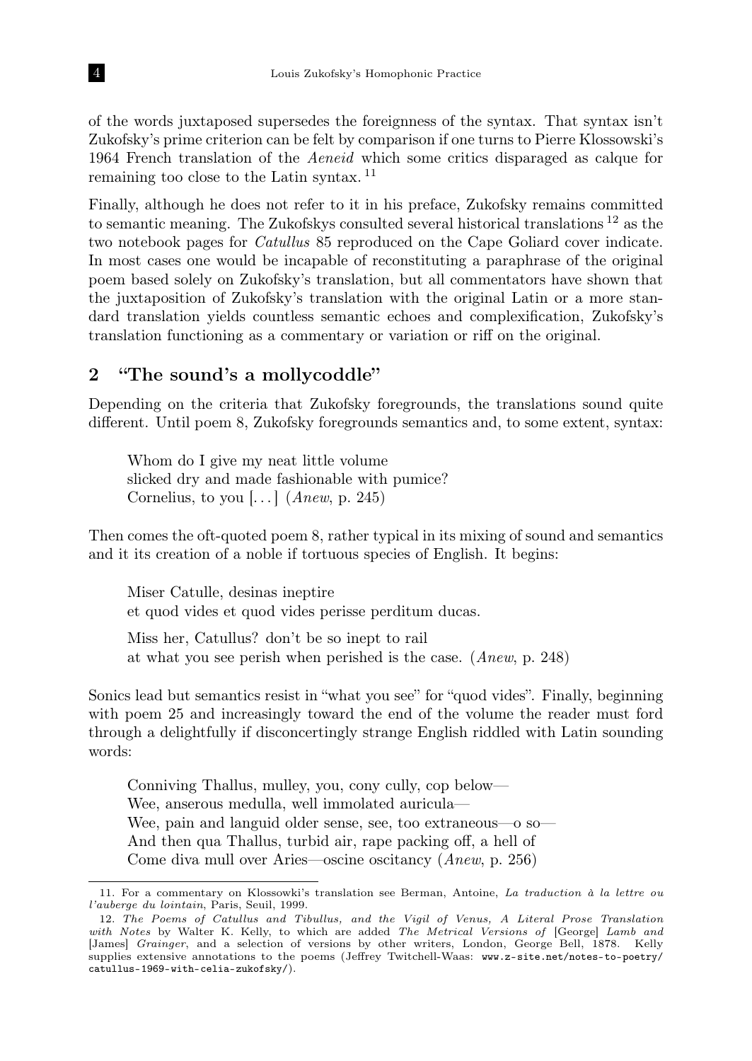of the words juxtaposed supersedes the foreignness of the syntax. That syntax isn't Zukofsky's prime criterion can be felt by comparison if one turns to Pierre Klossowski's 1964 French translation of the *Aeneid* which some critics disparaged as calque for remaining too close to the Latin syntax. [11]

Finally, although he does not refer to it in his preface, Zukofsky remains committed to semantic meaning. The Zukofskys consulted several historical translations [12] as the two notebook pages for *Catullus* 85 reproduced on the Cape Goliard cover indicate. In most cases one would be incapable of reconstituting a paraphrase of the original poem based solely on Zukofsky's translation, but all commentators have shown that the juxtaposition of Zukofsky's translation with the original Latin or a more standard translation yields countless semantic echoes and complexification, Zukofsky's translation functioning as a commentary or variation or riff on the original.

## 2 "The sound's a mollycoddle"

Depending on the criteria that Zukofsky foregrounds, the translations sound quite different. Until poem 8, Zukofsky foregrounds semantics and, to some extent, syntax:

> Whom do I give my neat little volume
> slicked dry and made fashionable with pumice?
> Cornelius, to you [...] (*Anew*, p. 245)

Then comes the oft-quoted poem 8, rather typical in its mixing of sound and semantics and it its creation of a noble if tortuous species of English. It begins:

> Miser Catulle, desinas ineptire
> et quod vides et quod vides perisse perditum ducas.
>
> Miss her, Catullus? don't be so inept to rail
> at what you see perish when perished is the case. (*Anew*, p. 248)

Sonics lead but semantics resist in "what you see" for "quod vides". Finally, beginning with poem 25 and increasingly toward the end of the volume the reader must ford through a delightfully if disconcertingly strange English riddled with Latin sounding words:

> Conniving Thallus, mulley, you, cony cully, cop below—
> Wee, anserous medulla, well immolated auricula—
> Wee, pain and languid older sense, see, too extraneous—o so—
> And then qua Thallus, turbid air, rape packing off, a hell of
> Come diva mull over Aries—oscine oscitancy (*Anew*, p. 256)

---

11. For a commentary on Klossowki's translation see Berman, Antoine, *La traduction à la lettre ou l'auberge du lointain*, Paris, Seuil, 1999.

12. *The Poems of Catullus and Tibullus, and the Vigil of Venus, A Literal Prose Translation with Notes* by Walter K. Kelly, to which are added *The Metrical Versions of* [George] *Lamb and* [James] *Grainger*, and a selection of versions by other writers, London, George Bell, 1878. Kelly supplies extensive annotations to the poems (Jeffrey Twitchell-Waas: www.z-site.net/notes-to-poetry/catullus-1969-with-celia-zukofsky/).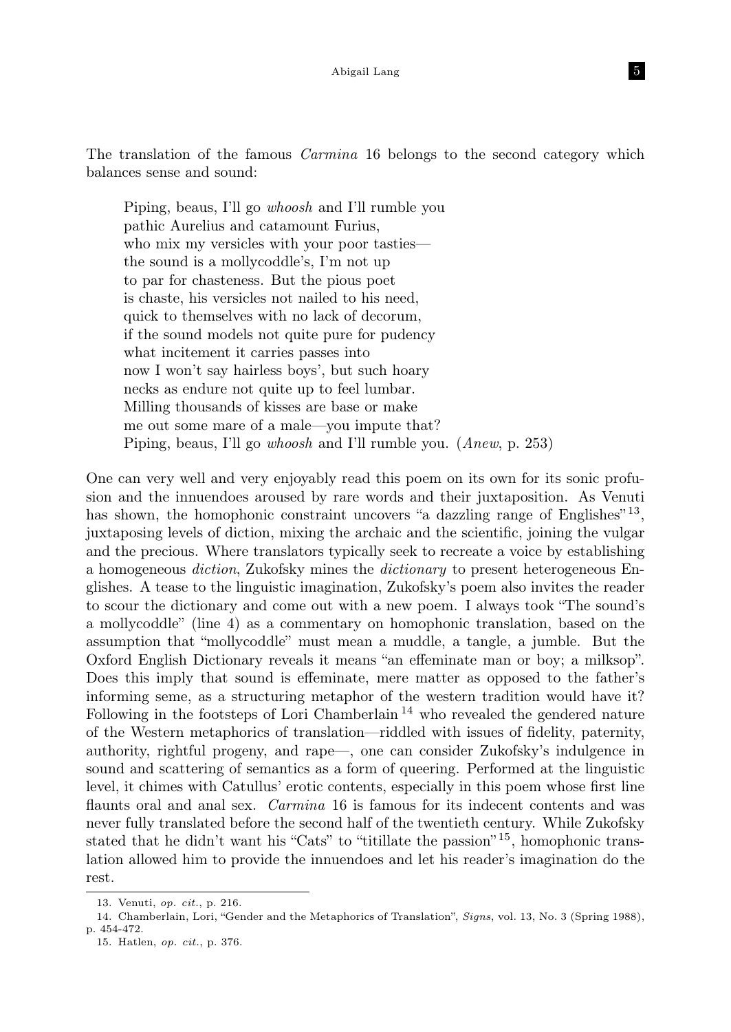The translation of the famous *Carmina* 16 belongs to the second category which balances sense and sound:

> Piping, beaus, I'll go *whoosh* and I'll rumble you
> pathic Aurelius and catamount Furius,
> who mix my versicles with your poor tasties—
> the sound is a mollycoddle's, I'm not up
> to par for chasteness. But the pious poet
> is chaste, his versicles not nailed to his need,
> quick to themselves with no lack of decorum,
> if the sound models not quite pure for pudency
> what incitement it carries passes into
> now I won't say hairless boys', but such hoary
> necks as endure not quite up to feel lumbar.
> Milling thousands of kisses are base or make
> me out some mare of a male—you impute that?
> Piping, beaus, I'll go *whoosh* and I'll rumble you. (*Anew*, p. 253)

One can very well and very enjoyably read this poem on its own for its sonic profusion and the innuendoes aroused by rare words and their juxtaposition. As Venuti has shown, the homophonic constraint uncovers "a dazzling range of Englishes"[13], juxtaposing levels of diction, mixing the archaic and the scientific, joining the vulgar and the precious. Where translators typically seek to recreate a voice by establishing a homogeneous *diction*, Zukofsky mines the *dictionary* to present heterogeneous Englishes. A tease to the linguistic imagination, Zukofsky's poem also invites the reader to scour the dictionary and come out with a new poem. I always took "The sound's a mollycoddle" (line 4) as a commentary on homophonic translation, based on the assumption that "mollycoddle" must mean a muddle, a tangle, a jumble. But the Oxford English Dictionary reveals it means "an effeminate man or boy; a milksop". Does this imply that sound is effeminate, mere matter as opposed to the father's informing seme, as a structuring metaphor of the western tradition would have it? Following in the footsteps of Lori Chamberlain[14] who revealed the gendered nature of the Western metaphorics of translation—riddled with issues of fidelity, paternity, authority, rightful progeny, and rape—, one can consider Zukofsky's indulgence in sound and scattering of semantics as a form of queering. Performed at the linguistic level, it chimes with Catullus' erotic contents, especially in this poem whose first line flaunts oral and anal sex. *Carmina* 16 is famous for its indecent contents and was never fully translated before the second half of the twentieth century. While Zukofsky stated that he didn't want his "Cats" to "titillate the passion"[15], homophonic translation allowed him to provide the innuendoes and let his reader's imagination do the rest.

---

13. Venuti, *op. cit.*, p. 216.

14. Chamberlain, Lori, "Gender and the Metaphorics of Translation", *Signs*, vol. 13, No. 3 (Spring 1988), p. 454-472.

15. Hatlen, *op. cit.*, p. 376.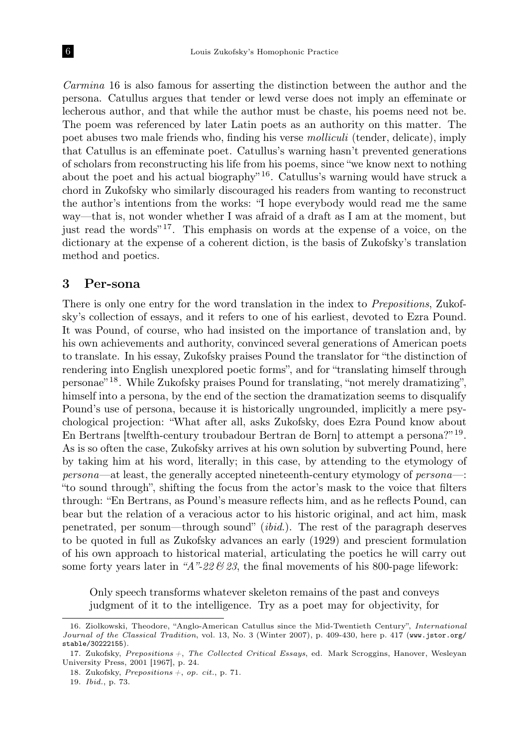*Carmina* 16 is also famous for asserting the distinction between the author and the persona. Catullus argues that tender or lewd verse does not imply an effeminate or lecherous author, and that while the author must be chaste, his poems need not be. The poem was referenced by later Latin poets as an authority on this matter. The poet abuses two male friends who, finding his verse *molliculi* (tender, delicate), imply that Catullus is an effeminate poet. Catullus's warning hasn't prevented generations of scholars from reconstructing his life from his poems, since "we know next to nothing about the poet and his actual biography"[16]. Catullus's warning would have struck a chord in Zukofsky who similarly discouraged his readers from wanting to reconstruct the author's intentions from the works: "I hope everybody would read me the same way—that is, not wonder whether I was afraid of a draft as I am at the moment, but just read the words"[17]. This emphasis on words at the expense of a voice, on the dictionary at the expense of a coherent diction, is the basis of Zukofsky's translation method and poetics.

## 3 Per-sona

There is only one entry for the word translation in the index to *Prepositions*, Zukofsky's collection of essays, and it refers to one of his earliest, devoted to Ezra Pound. It was Pound, of course, who had insisted on the importance of translation and, by his own achievements and authority, convinced several generations of American poets to translate. In his essay, Zukofsky praises Pound the translator for "the distinction of rendering into English unexplored poetic forms", and for "translating himself through personae"[18]. While Zukofsky praises Pound for translating, "not merely dramatizing", himself into a persona, by the end of the section the dramatization seems to disqualify Pound's use of persona, because it is historically ungrounded, implicitly a mere psychological projection: "What after all, asks Zukofsky, does Ezra Pound know about En Bertrans [twelfth-century troubadour Bertran de Born] to attempt a persona?"[19]. As is so often the case, Zukofsky arrives at his own solution by subverting Pound, here by taking him at his word, literally; in this case, by attending to the etymology of *persona*—at least, the generally accepted nineteenth-century etymology of *persona*—: "to sound through", shifting the focus from the actor's mask to the voice that filters through: "En Bertrans, as Pound's measure reflects him, and as he reflects Pound, can bear but the relation of a veracious actor to his historic original, and act him, mask penetrated, per sonum—through sound" (*ibid.*). The rest of the paragraph deserves to be quoted in full as Zukofsky advances an early (1929) and prescient formulation of his own approach to historical material, articulating the poetics he will carry out some forty years later in *"A"-22 & 23*, the final movements of his 800-page lifework:

> Only speech transforms whatever skeleton remains of the past and conveys judgment of it to the intelligence. Try as a poet may for objectivity, for

---

16. Ziolkowski, Theodore, "Anglo-American Catullus since the Mid-Twentieth Century", *International Journal of the Classical Tradition*, vol. 13, No. 3 (Winter 2007), p. 409-430, here p. 417 (www.jstor.org/stable/30222155).

17. Zukofsky, *Prepositions +*, *The Collected Critical Essays*, ed. Mark Scroggins, Hanover, Wesleyan University Press, 2001 [1967], p. 24.

18. Zukofsky, *Prepositions +*, *op. cit.*, p. 71.

19. *Ibid.*, p. 73.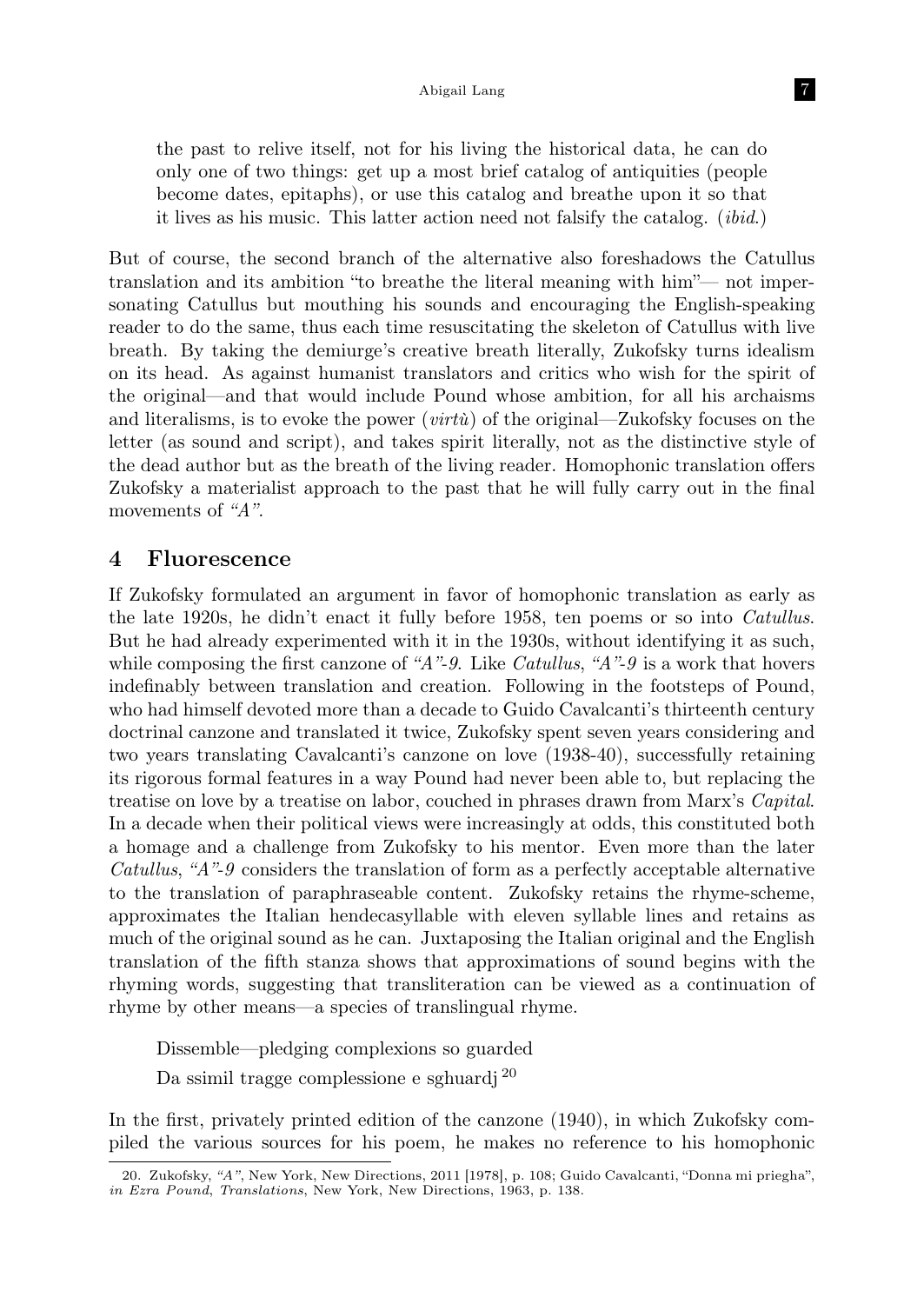> the past to relive itself, not for his living the historical data, he can do only one of two things: get up a most brief catalog of antiquities (people become dates, epitaphs), or use this catalog and breathe upon it so that it lives as his music. This latter action need not falsify the catalog. (*ibid.*)

But of course, the second branch of the alternative also foreshadows the Catullus translation and its ambition "to breathe the literal meaning with him"— not impersonating Catullus but mouthing his sounds and encouraging the English-speaking reader to do the same, thus each time resuscitating the skeleton of Catullus with live breath. By taking the demiurge's creative breath literally, Zukofsky turns idealism on its head. As against humanist translators and critics who wish for the spirit of the original—and that would include Pound whose ambition, for all his archaisms and literalisms, is to evoke the power (*virtù*) of the original—Zukofsky focuses on the letter (as sound and script), and takes spirit literally, not as the distinctive style of the dead author but as the breath of the living reader. Homophonic translation offers Zukofsky a materialist approach to the past that he will fully carry out in the final movements of *"A"*.

## 4 Fluorescence

If Zukofsky formulated an argument in favor of homophonic translation as early as the late 1920s, he didn't enact it fully before 1958, ten poems or so into *Catullus*. But he had already experimented with it in the 1930s, without identifying it as such, while composing the first canzone of *"A"-9*. Like *Catullus*, *"A"-9* is a work that hovers indefinably between translation and creation. Following in the footsteps of Pound, who had himself devoted more than a decade to Guido Cavalcanti's thirteenth century doctrinal canzone and translated it twice, Zukofsky spent seven years considering and two years translating Cavalcanti's canzone on love (1938-40), successfully retaining its rigorous formal features in a way Pound had never been able to, but replacing the treatise on love by a treatise on labor, couched in phrases drawn from Marx's *Capital*. In a decade when their political views were increasingly at odds, this constituted both a homage and a challenge from Zukofsky to his mentor. Even more than the later *Catullus*, *"A"-9* considers the translation of form as a perfectly acceptable alternative to the translation of paraphraseable content. Zukofsky retains the rhyme-scheme, approximates the Italian hendecasyllable with eleven syllable lines and retains as much of the original sound as he can. Juxtaposing the Italian original and the English translation of the fifth stanza shows that approximations of sound begins with the rhyming words, suggesting that transliteration can be viewed as a continuation of rhyme by other means—a species of translingual rhyme.

> Dissemble—pledging complexions so guarded
>
> Da ssimil tragge complessione e sghuardj [20]

In the first, privately printed edition of the canzone (1940), in which Zukofsky compiled the various sources for his poem, he makes no reference to his homophonic

20. Zukofsky, *"A"*, New York, New Directions, 2011 [1978], p. 108; Guido Cavalcanti, "Donna mi priegha", *in Ezra Pound*, *Translations*, New York, New Directions, 1963, p. 138.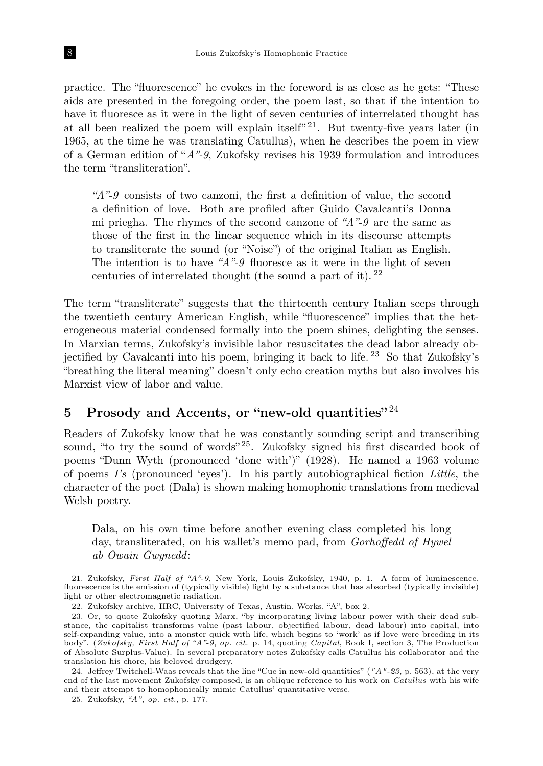practice. The "fluorescence" he evokes in the foreword is as close as he gets: "These aids are presented in the foregoing order, the poem last, so that if the intention to have it fluoresce as it were in the light of seven centuries of interrelated thought has at all been realized the poem will explain itself"[21]. But twenty-five years later (in 1965, at the time he was translating Catullus), when he describes the poem in view of a German edition of "*A"-9*, Zukofsky revises his 1939 formulation and introduces the term "transliteration".

> *"A"-9* consists of two canzoni, the first a definition of value, the second a definition of love. Both are profiled after Guido Cavalcanti's Donna mi priegha. The rhymes of the second canzone of *"A"-9* are the same as those of the first in the linear sequence which in its discourse attempts to transliterate the sound (or "Noise") of the original Italian as English. The intention is to have *"A"-9* fluoresce as it were in the light of seven centuries of interrelated thought (the sound a part of it).[22]

The term "transliterate" suggests that the thirteenth century Italian seeps through the twentieth century American English, while "fluorescence" implies that the heterogeneous material condensed formally into the poem shines, delighting the senses. In Marxian terms, Zukofsky's invisible labor resuscitates the dead labor already objectified by Cavalcanti into his poem, bringing it back to life.[23] So that Zukofsky's "breathing the literal meaning" doesn't only echo creation myths but also involves his Marxist view of labor and value.

## 5 Prosody and Accents, or "new-old quantities"[24]

Readers of Zukofsky know that he was constantly sounding script and transcribing sound, "to try the sound of words"[25]. Zukofsky signed his first discarded book of poems "Dunn Wyth (pronounced 'done with')" (1928). He named a 1963 volume of poems *I's* (pronounced 'eyes'). In his partly autobiographical fiction *Little*, the character of the poet (Dala) is shown making homophonic translations from medieval Welsh poetry.

> Dala, on his own time before another evening class completed his long day, transliterated, on his wallet's memo pad, from *Gorhoffedd of Hywel ab Owain Gwynedd*:

---

21. Zukofsky, *First Half of "A"-9*, New York, Louis Zukofsky, 1940, p. 1. A form of luminescence, fluorescence is the emission of (typically visible) light by a substance that has absorbed (typically invisible) light or other electromagnetic radiation.

22. Zukofsky archive, HRC, University of Texas, Austin, Works, "A", box 2.

23. Or, to quote Zukofsky quoting Marx, "by incorporating living labour power with their dead substance, the capitalist transforms value (past labour, objectified labour, dead labour) into capital, into self-expanding value, into a monster quick with life, which begins to 'work' as if love were breeding in its body". (*Zukofsky, First Half of "A"-9, op. cit.* p. 14, quoting *Capital*, Book I, section 3, The Production of Absolute Surplus-Value). In several preparatory notes Zukofsky calls Catullus his collaborator and the translation his chore, his beloved drudgery.

24. Jeffrey Twitchell-Waas reveals that the line "Cue in new-old quantities" (*"A"-23*, p. 563), at the very end of the last movement Zukofsky composed, is an oblique reference to his work on *Catullus* with his wife and their attempt to homophonically mimic Catullus' quantitative verse.

25. Zukofsky, *"A"*, *op. cit.*, p. 177.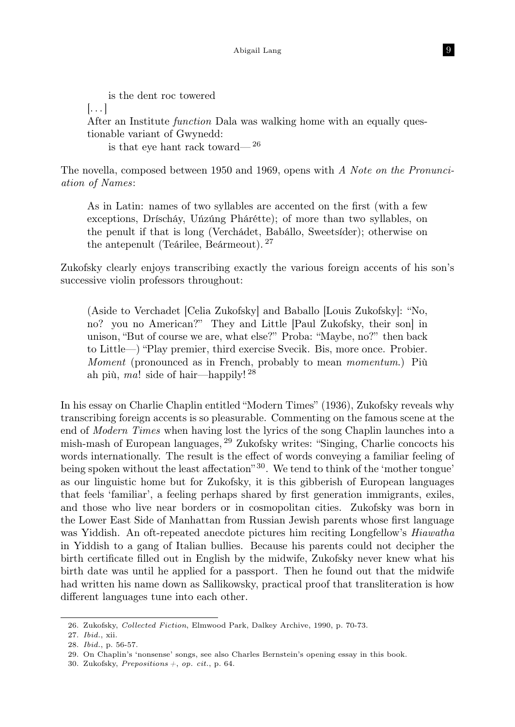> is the dent roc towered
>
> [. . . ]
>
> After an Institute *function* Dala was walking home with an equally questionable variant of Gwynedd:
>
> is that eye hant rack toward— [26]

The novella, composed between 1950 and 1969, opens with *A Note on the Pronunciation of Names*:

> As in Latin: names of two syllables are accented on the first (with a few exceptions, Drísçháy, Uńzúng Phárétte); of more than two syllables, on the penult if that is long (Verchádet, Babállo, Sweetsíder); otherwise on the antepenult (Teárilee, Beármeout). [27]

Zukofsky clearly enjoys transcribing exactly the various foreign accents of his son's successive violin professors throughout:

> (Aside to Verchadet [Celia Zukofsky] and Baballo [Louis Zukofsky]: "No, no? you no American?" They and Little [Paul Zukofsky, their son] in unison, "But of course we are, what else?" Proba: "Maybe, no?" then back to Little—) "Play premier, third exercise Svecik. Bis, more once. Probier. *Moment* (pronounced as in French, probably to mean *momentum*.) Più ah più, *ma*! side of hair—happily! [28]

In his essay on Charlie Chaplin entitled "Modern Times" (1936), Zukofsky reveals why transcribing foreign accents is so pleasurable. Commenting on the famous scene at the end of *Modern Times* when having lost the lyrics of the song Chaplin launches into a mish-mash of European languages, [29] Zukofsky writes: "Singing, Charlie concocts his words internationally. The result is the effect of words conveying a familiar feeling of being spoken without the least affectation" [30]. We tend to think of the 'mother tongue' as our linguistic home but for Zukofsky, it is this gibberish of European languages that feels 'familiar', a feeling perhaps shared by first generation immigrants, exiles, and those who live near borders or in cosmopolitan cities. Zukofsky was born in the Lower East Side of Manhattan from Russian Jewish parents whose first language was Yiddish. An oft-repeated anecdote pictures him reciting Longfellow's *Hiawatha* in Yiddish to a gang of Italian bullies. Because his parents could not decipher the birth certificate filled out in English by the midwife, Zukofsky never knew what his birth date was until he applied for a passport. Then he found out that the midwife had written his name down as Sallikowsky, practical proof that transliteration is how different languages tune into each other.

---

26. Zukofsky, *Collected Fiction*, Elmwood Park, Dalkey Archive, 1990, p. 70-73.
27. *Ibid.*, xii.
28. *Ibid.*, p. 56-57.
29. On Chaplin's 'nonsense' songs, see also Charles Bernstein's opening essay in this book.
30. Zukofsky, *Prepositions +*, *op. cit.*, p. 64.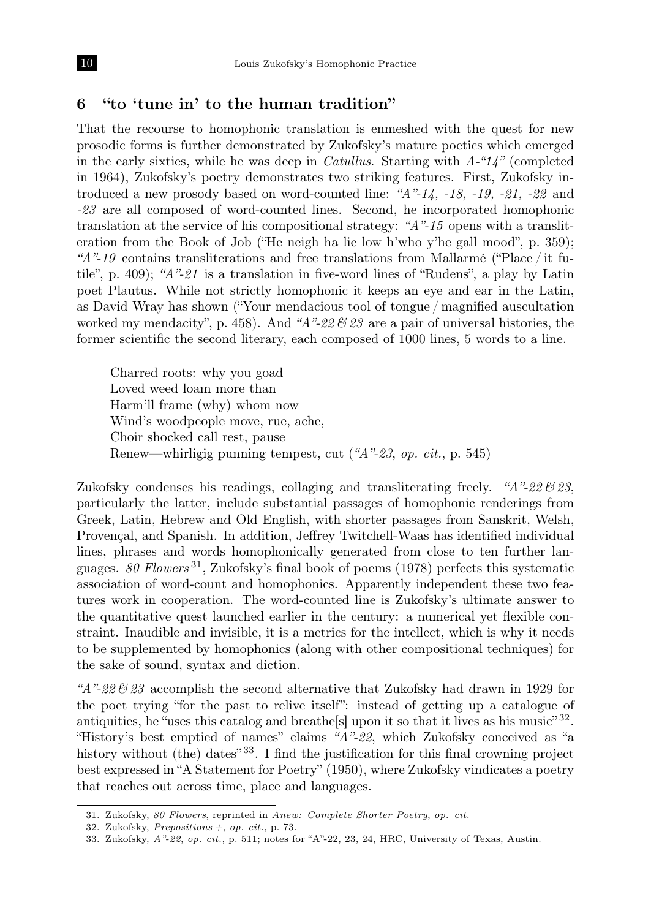## 6 "to 'tune in' to the human tradition"

That the recourse to homophonic translation is enmeshed with the quest for new prosodic forms is further demonstrated by Zukofsky's mature poetics which emerged in the early sixties, while he was deep in *Catullus*. Starting with *A-"14"* (completed in 1964), Zukofsky's poetry demonstrates two striking features. First, Zukofsky introduced a new prosody based on word-counted line: *"A"-14, -18, -19, -21, -22* and *-23* are all composed of word-counted lines. Second, he incorporated homophonic translation at the service of his compositional strategy: *"A"-15* opens with a transliteration from the Book of Job ("He neigh ha lie low h'who y'he gall mood", p. 359); *"A"-19* contains transliterations and free translations from Mallarmé ("Place / it futile", p. 409); *"A"-21* is a translation in five-word lines of "Rudens", a play by Latin poet Plautus. While not strictly homophonic it keeps an eye and ear in the Latin, as David Wray has shown ("Your mendacious tool of tongue / magnified auscultation worked my mendacity", p. 458). And *"A"-22 & 23* are a pair of universal histories, the former scientific the second literary, each composed of 1000 lines, 5 words to a line.

> Charred roots: why you goad  
> Loved weed loam more than  
> Harm'll frame (why) whom now  
> Wind's woodpeople move, rue, ache,  
> Choir shocked call rest, pause  
> Renew—whirligig punning tempest, cut (*"A"-23*, *op. cit.*, p. 545)

Zukofsky condenses his readings, collaging and transliterating freely. *"A"-22 & 23*, particularly the latter, include substantial passages of homophonic renderings from Greek, Latin, Hebrew and Old English, with shorter passages from Sanskrit, Welsh, Provençal, and Spanish. In addition, Jeffrey Twitchell-Waas has identified individual lines, phrases and words homophonically generated from close to ten further languages. *80 Flowers*[31], Zukofsky's final book of poems (1978) perfects this systematic association of word-count and homophonics. Apparently independent these two features work in cooperation. The word-counted line is Zukofsky's ultimate answer to the quantitative quest launched earlier in the century: a numerical yet flexible constraint. Inaudible and invisible, it is a metrics for the intellect, which is why it needs to be supplemented by homophonics (along with other compositional techniques) for the sake of sound, syntax and diction.

*"A"-22 & 23* accomplish the second alternative that Zukofsky had drawn in 1929 for the poet trying "for the past to relive itself": instead of getting up a catalogue of antiquities, he "uses this catalog and breathe[s] upon it so that it lives as his music"[32]. "History's best emptied of names" claims *"A"-22*, which Zukofsky conceived as "a history without (the) dates"[33]. I find the justification for this final crowning project best expressed in "A Statement for Poetry" (1950), where Zukofsky vindicates a poetry that reaches out across time, place and languages.

---

31. Zukofsky, *80 Flowers*, reprinted in *Anew: Complete Shorter Poetry*, *op. cit.*
32. Zukofsky, *Prepositions +*, *op. cit.*, p. 73.
33. Zukofsky, *A"-22*, *op. cit.*, p. 511; notes for "A"-22, 23, 24, HRC, University of Texas, Austin.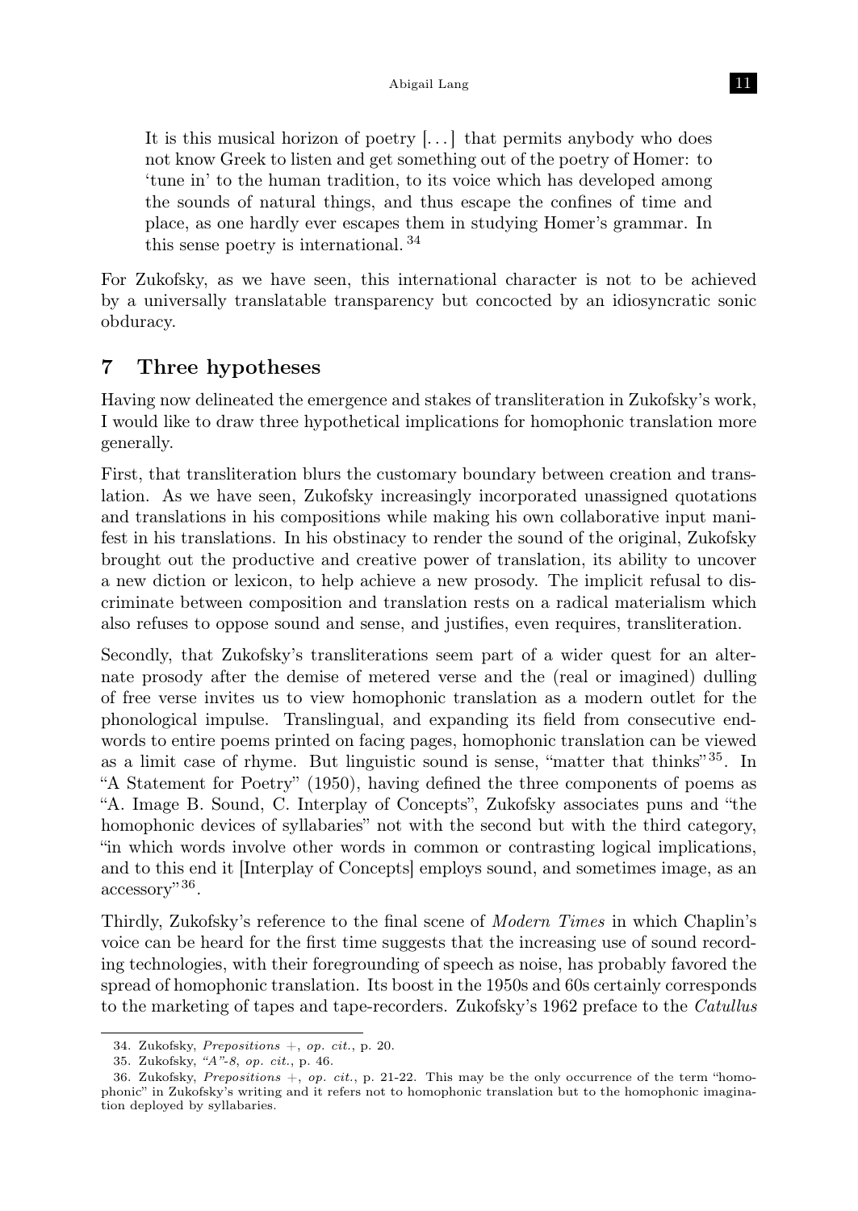> It is this musical horizon of poetry [...] that permits anybody who does not know Greek to listen and get something out of the poetry of Homer: to 'tune in' to the human tradition, to its voice which has developed among the sounds of natural things, and thus escape the confines of time and place, as one hardly ever escapes them in studying Homer's grammar. In this sense poetry is international.[34]

For Zukofsky, as we have seen, this international character is not to be achieved by a universally translatable transparency but concocted by an idiosyncratic sonic obduracy.

## 7 Three hypotheses

Having now delineated the emergence and stakes of transliteration in Zukofsky's work, I would like to draw three hypothetical implications for homophonic translation more generally.

First, that transliteration blurs the customary boundary between creation and translation. As we have seen, Zukofsky increasingly incorporated unassigned quotations and translations in his compositions while making his own collaborative input manifest in his translations. In his obstinacy to render the sound of the original, Zukofsky brought out the productive and creative power of translation, its ability to uncover a new diction or lexicon, to help achieve a new prosody. The implicit refusal to discriminate between composition and translation rests on a radical materialism which also refuses to oppose sound and sense, and justifies, even requires, transliteration.

Secondly, that Zukofsky's transliterations seem part of a wider quest for an alternate prosody after the demise of metered verse and the (real or imagined) dulling of free verse invites us to view homophonic translation as a modern outlet for the phonological impulse. Translingual, and expanding its field from consecutive end-words to entire poems printed on facing pages, homophonic translation can be viewed as a limit case of rhyme. But linguistic sound is sense, "matter that thinks"[35]. In "A Statement for Poetry" (1950), having defined the three components of poems as "A. Image B. Sound, C. Interplay of Concepts", Zukofsky associates puns and "the homophonic devices of syllabaries" not with the second but with the third category, "in which words involve other words in common or contrasting logical implications, and to this end it [Interplay of Concepts] employs sound, and sometimes image, as an accessory"[36].

Thirdly, Zukofsky's reference to the final scene of *Modern Times* in which Chaplin's voice can be heard for the first time suggests that the increasing use of sound recording technologies, with their foregrounding of speech as noise, has probably favored the spread of homophonic translation. Its boost in the 1950s and 60s certainly corresponds to the marketing of tapes and tape-recorders. Zukofsky's 1962 preface to the *Catullus*

---

34. Zukofsky, *Prepositions +*, *op. cit.*, p. 20.

35. Zukofsky, *"A"-8*, *op. cit.*, p. 46.

36. Zukofsky, *Prepositions +*, *op. cit.*, p. 21-22. This may be the only occurrence of the term "homophonic" in Zukofsky's writing and it refers not to homophonic translation but to the homophonic imagination deployed by syllabaries.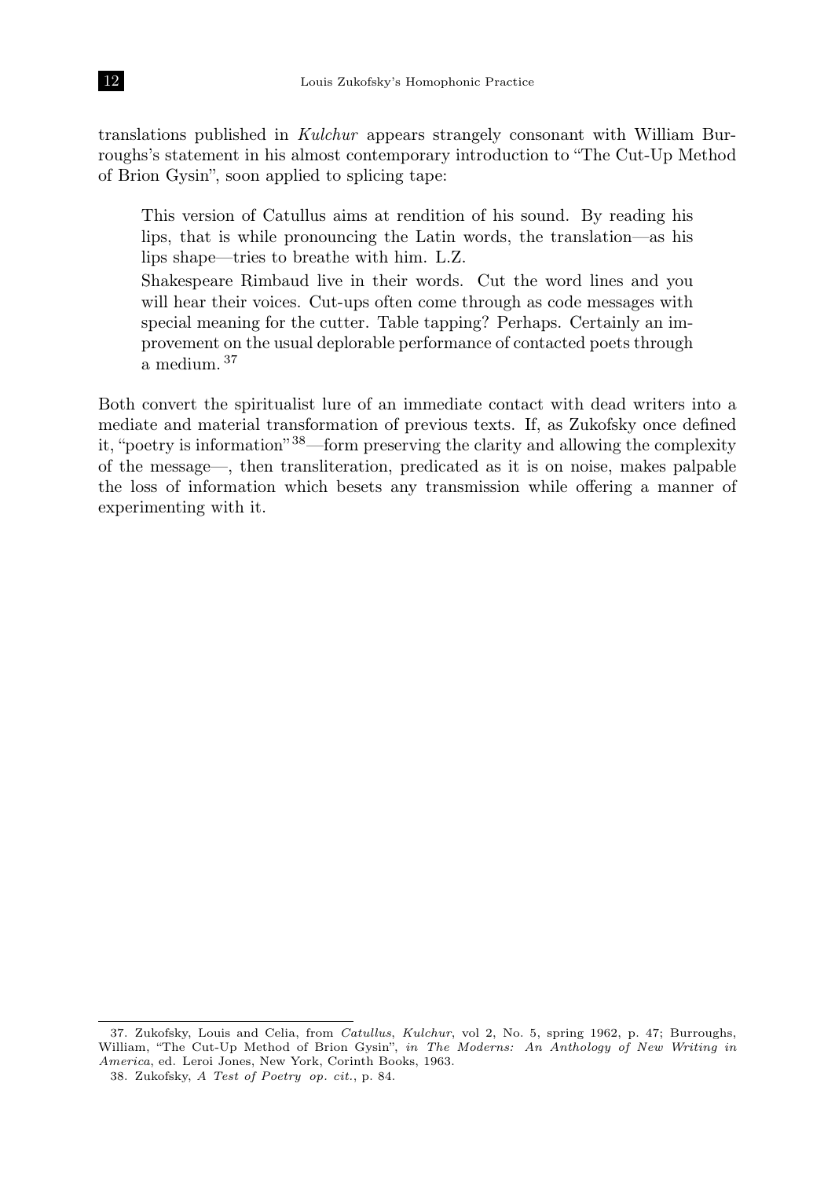translations published in *Kulchur* appears strangely consonant with William Burroughs's statement in his almost contemporary introduction to "The Cut-Up Method of Brion Gysin", soon applied to splicing tape:

> This version of Catullus aims at rendition of his sound. By reading his lips, that is while pronouncing the Latin words, the translation—as his lips shape—tries to breathe with him. L.Z.
>
> Shakespeare Rimbaud live in their words. Cut the word lines and you will hear their voices. Cut-ups often come through as code messages with special meaning for the cutter. Table tapping? Perhaps. Certainly an improvement on the usual deplorable performance of contacted poets through a medium. [37]

Both convert the spiritualist lure of an immediate contact with dead writers into a mediate and material transformation of previous texts. If, as Zukofsky once defined it, "poetry is information"[38]—form preserving the clarity and allowing the complexity of the message—, then transliteration, predicated as it is on noise, makes palpable the loss of information which besets any transmission while offering a manner of experimenting with it.

---

37. Zukofsky, Louis and Celia, from *Catullus*, *Kulchur*, vol 2, No. 5, spring 1962, p. 47; Burroughs, William, "The Cut-Up Method of Brion Gysin", *in The Moderns: An Anthology of New Writing in America*, ed. Leroi Jones, New York, Corinth Books, 1963.

38. Zukofsky, *A Test of Poetry op. cit.*, p. 84.